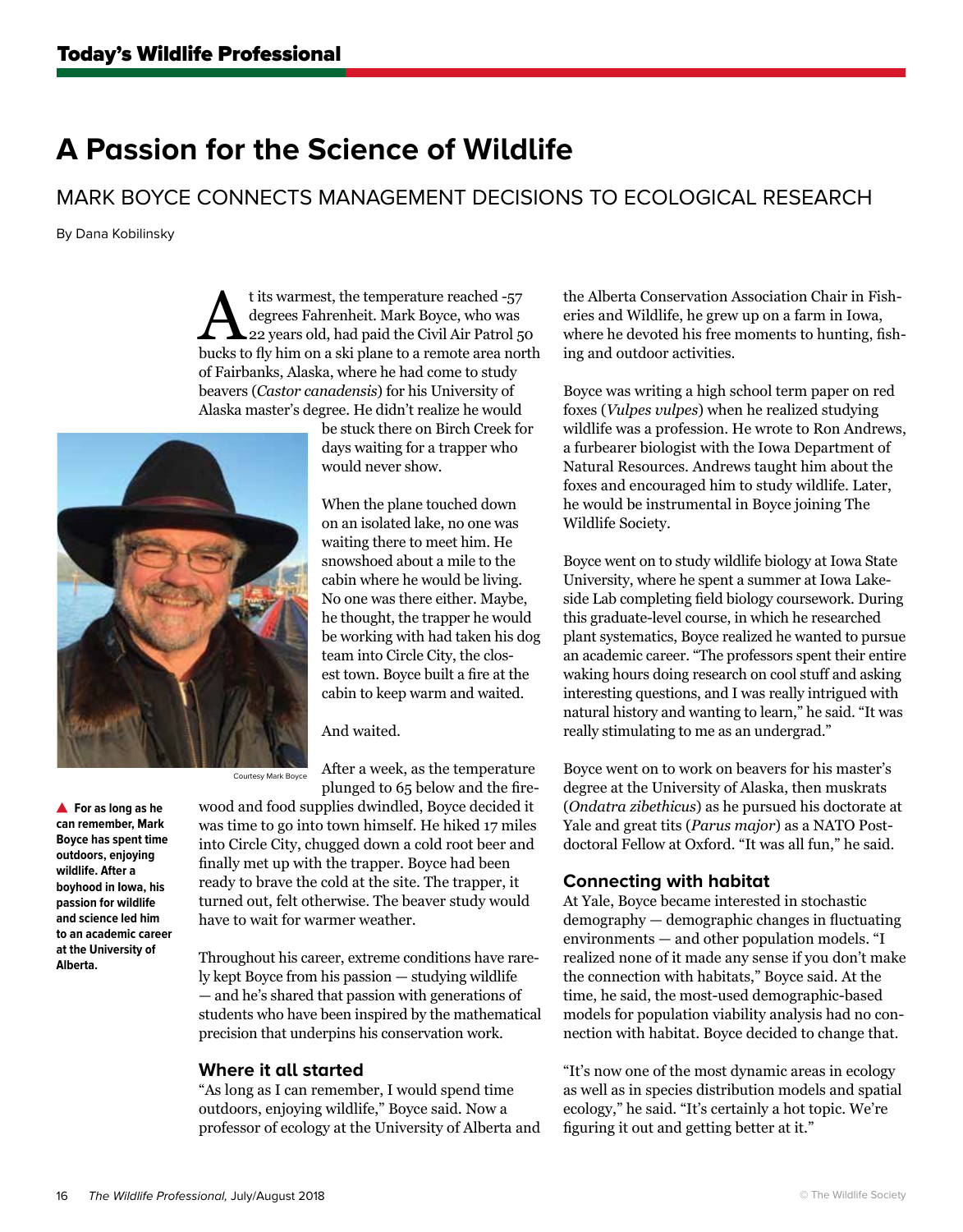# A Passion for the Science of Wildlife

## MARK BOYCE CONNECTS MANAGEMENT DECISIONS TO ECOLOGICAL RESEARCH

By Dana Kobilinsky

At its warmest, the temperature reached -57 degrees Fahrenheit. Mark Boyce, who was 22 years old, had paid the Civil Air Patrol 50 bucks to fly him on a ski plane to a remote area north of Fairbanks, Alaska, where he had come to study beavers (*Castor canadensis*) for his University of Alaska master's degree. He didn't realize he would be stuck there on Birch Creek for days waiting for a trapper who would never show.

When the plane touched down on an isolated lake, no one was waiting there to meet him. He snowshoed about a mile to the cabin where he would be living. No one was there either. Maybe, he thought, the trapper he would be working with had taken his dog team into Circle City, the closest town. Boyce built a fire at the cabin to keep warm and waited.

And waited.

Courtesy Mark Boyce

▲ **For as long as he can remember, Mark Boyce has spent time outdoors, enjoying wildlife. After a boyhood in Iowa, his passion for wildlife and science led him to an academic career at the University of Alberta.**

After a week, as the temperature plunged to 65 below and the firewood and food supplies dwindled, Boyce decided it was time to go into town himself. He hiked 17 miles into Circle City, chugged down a cold root beer and finally met up with the trapper. Boyce had been ready to brave the cold at the site. The trapper, it turned out, felt otherwise. The beaver study would have to wait for warmer weather.

Throughout his career, extreme conditions have rarely kept Boyce from his passion — studying wildlife — and he's shared that passion with generations of students who have been inspired by the mathematical precision that underpins his conservation work.

### Where it all started

"As long as I can remember, I would spend time outdoors, enjoying wildlife," Boyce said. Now a professor of ecology at the University of Alberta and the Alberta Conservation Association Chair in Fisheries and Wildlife, he grew up on a farm in Iowa, where he devoted his free moments to hunting, fishing and outdoor activities.

Boyce was writing a high school term paper on red foxes (*Vulpes vulpes*) when he realized studying wildlife was a profession. He wrote to Ron Andrews, a furbearer biologist with the Iowa Department of Natural Resources. Andrews taught him about the foxes and encouraged him to study wildlife. Later, he would be instrumental in Boyce joining The Wildlife Society.

Boyce went on to study wildlife biology at Iowa State University, where he spent a summer at Iowa Lakeside Lab completing field biology coursework. During this graduate-level course, in which he researched plant systematics, Boyce realized he wanted to pursue an academic career. "The professors spent their entire waking hours doing research on cool stuff and asking interesting questions, and I was really intrigued with natural history and wanting to learn," he said. "It was really stimulating to me as an undergrad."

Boyce went on to work on beavers for his master's degree at the University of Alaska, then muskrats (*Ondatra zibethicus*) as he pursued his doctorate at Yale and great tits (*Parus major*) as a NATO Postdoctoral Fellow at Oxford. "It was all fun," he said.

### Connecting with habitat

At Yale, Boyce became interested in stochastic demography — demographic changes in fluctuating environments — and other population models. "I realized none of it made any sense if you don't make the connection with habitats," Boyce said. At the time, he said, the most-used demographic-based models for population viability analysis had no connection with habitat. Boyce decided to change that.

"It's now one of the most dynamic areas in ecology as well as in species distribution models and spatial ecology," he said. "It's certainly a hot topic. We're figuring it out and getting better at it."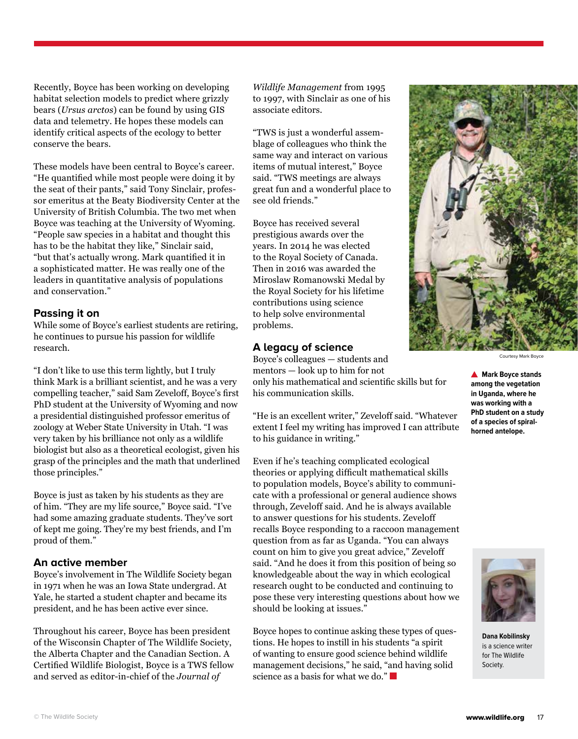Recently, Boyce has been working on developing habitat selection models to predict where grizzly bears (*Ursus arctos*) can be found by using GIS data and telemetry. He hopes these models can identify critical aspects of the ecology to better conserve the bears.

These models have been central to Boyce's career. "He quantified while most people were doing it by the seat of their pants," said Tony Sinclair, professor emeritus at the Beaty Biodiversity Center at the University of British Columbia. The two met when Boyce was teaching at the University of Wyoming. "People saw species in a habitat and thought this has to be the habitat they like," Sinclair said, "but that's actually wrong. Mark quantified it in a sophisticated matter. He was really one of the leaders in quantitative analysis of populations and conservation."

## Passing it on

While some of Boyce's earliest students are retiring, he continues to pursue his passion for wildlife research.

"I don't like to use this term lightly, but I truly think Mark is a brilliant scientist, and he was a very compelling teacher," said Sam Zeveloff, Boyce's first PhD student at the University of Wyoming and now a presidential distinguished professor emeritus of zoology at Weber State University in Utah. "I was very taken by his brilliance not only as a wildlife biologist but also as a theoretical ecologist, given his grasp of the principles and the math that underlined those principles."

Boyce is just as taken by his students as they are of him. "They are my life source," Boyce said. "I've had some amazing graduate students. They've sort of kept me going. They're my best friends, and I'm proud of them."

## An active member

Boyce's involvement in The Wildlife Society began in 1971 when he was an Iowa State undergrad. At Yale, he started a student chapter and became its president, and he has been active ever since.

Throughout his career, Boyce has been president of the Wisconsin Chapter of The Wildlife Society, the Alberta Chapter and the Canadian Section. A Certified Wildlife Biologist, Boyce is a TWS fellow and served as editor-in-chief of the *Journal of Wildlife Management* from 1995 to 1997, with Sinclair as one of his associate editors.

"TWS is just a wonderful assemblage of colleagues who think the same way and interact on various items of mutual interest," Boyce said. "TWS meetings are always great fun and a wonderful place to see old friends."

Boyce has received several prestigious awards over the years. In 2014 he was elected to the Royal Society of Canada. Then in 2016 was awarded the Miroslaw Romanowski Medal by the Royal Society for his lifetime contributions using science to help solve environmental problems.

Courtesy Mark Boyce

▲ **Mark Boyce stands among the vegetation in Uganda, where he was working with a PhD student on a study of a species of spiral-horned antelope.**

## A legacy of science

Boyce's colleagues — students and mentors — look up to him for not only his mathematical and scientific skills but for his communication skills.

"He is an excellent writer," Zeveloff said. "Whatever extent I feel my writing has improved I can attribute to his guidance in writing."

Even if he's teaching complicated ecological theories or applying difficult mathematical skills to population models, Boyce's ability to communicate with a professional or general audience shows through, Zeveloff said. And he is always available to answer questions for his students. Zeveloff recalls Boyce responding to a raccoon management question from as far as Uganda. "You can always count on him to give you great advice," Zeveloff said. "And he does it from this position of being so knowledgeable about the way in which ecological research ought to be conducted and continuing to pose these very interesting questions about how we should be looking at issues."

Boyce hopes to continue asking these types of questions. He hopes to instill in his students "a spirit of wanting to ensure good science behind wildlife management decisions," he said, "and having solid science as a basis for what we do." ■

**Dana Kobilinsky** is a science writer for The Wildlife Society.